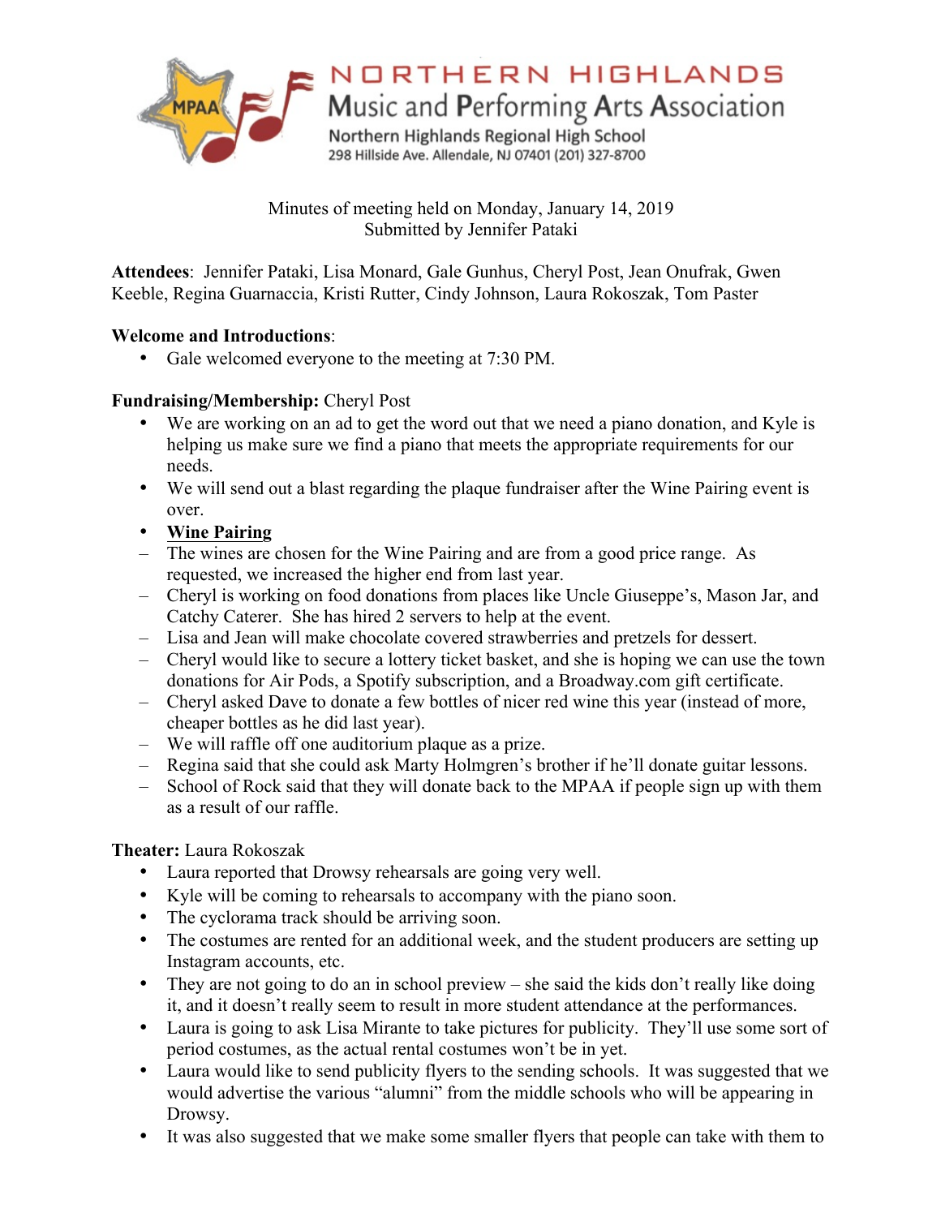# NORTHERN HIGHLANDS
## Music and Performing Arts Association

Northern Highlands Regional High School
298 Hillside Ave. Allendale, NJ 07401 (201) 327-8700

Minutes of meeting held on Monday, January 14, 2019
Submitted by Jennifer Pataki

**Attendees**: Jennifer Pataki, Lisa Monard, Gale Gunhus, Cheryl Post, Jean Onufrak, Gwen Keeble, Regina Guarnaccia, Kristi Rutter, Cindy Johnson, Laura Rokoszak, Tom Paster

**Welcome and Introductions**:

- Gale welcomed everyone to the meeting at 7:30 PM.

**Fundraising/Membership:** Cheryl Post

- We are working on an ad to get the word out that we need a piano donation, and Kyle is helping us make sure we find a piano that meets the appropriate requirements for our needs.
- We will send out a blast regarding the plaque fundraiser after the Wine Pairing event is over.
- **Wine Pairing**
  - The wines are chosen for the Wine Pairing and are from a good price range. As requested, we increased the higher end from last year.
  - Cheryl is working on food donations from places like Uncle Giuseppe's, Mason Jar, and Catchy Caterer. She has hired 2 servers to help at the event.
  - Lisa and Jean will make chocolate covered strawberries and pretzels for dessert.
  - Cheryl would like to secure a lottery ticket basket, and she is hoping we can use the town donations for Air Pods, a Spotify subscription, and a Broadway.com gift certificate.
  - Cheryl asked Dave to donate a few bottles of nicer red wine this year (instead of more, cheaper bottles as he did last year).
  - We will raffle off one auditorium plaque as a prize.
  - Regina said that she could ask Marty Holmgren's brother if he'll donate guitar lessons.
  - School of Rock said that they will donate back to the MPAA if people sign up with them as a result of our raffle.

**Theater:** Laura Rokoszak

- Laura reported that Drowsy rehearsals are going very well.
- Kyle will be coming to rehearsals to accompany with the piano soon.
- The cyclorama track should be arriving soon.
- The costumes are rented for an additional week, and the student producers are setting up Instagram accounts, etc.
- They are not going to do an in school preview – she said the kids don't really like doing it, and it doesn't really seem to result in more student attendance at the performances.
- Laura is going to ask Lisa Mirante to take pictures for publicity. They'll use some sort of period costumes, as the actual rental costumes won't be in yet.
- Laura would like to send publicity flyers to the sending schools. It was suggested that we would advertise the various "alumni" from the middle schools who will be appearing in Drowsy.
- It was also suggested that we make some smaller flyers that people can take with them to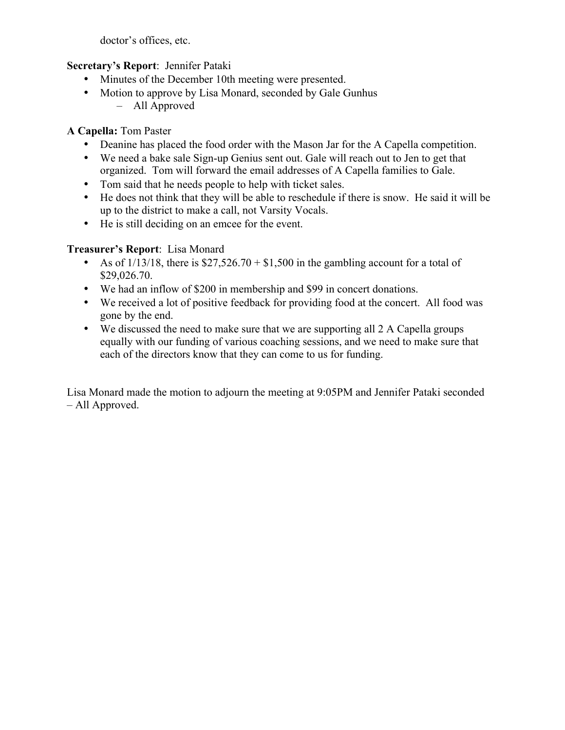doctor's offices, etc.

**Secretary's Report**: Jennifer Pataki

- Minutes of the December 10th meeting were presented.
- Motion to approve by Lisa Monard, seconded by Gale Gunhus
  - All Approved

**A Capella:** Tom Paster

- Deanine has placed the food order with the Mason Jar for the A Capella competition.
- We need a bake sale Sign-up Genius sent out. Gale will reach out to Jen to get that organized. Tom will forward the email addresses of A Capella families to Gale.
- Tom said that he needs people to help with ticket sales.
- He does not think that they will be able to reschedule if there is snow. He said it will be up to the district to make a call, not Varsity Vocals.
- He is still deciding on an emcee for the event.

**Treasurer's Report**: Lisa Monard

- As of 1/13/18, there is $27,526.70 + $1,500 in the gambling account for a total of $29,026.70.
- We had an inflow of $200 in membership and $99 in concert donations.
- We received a lot of positive feedback for providing food at the concert. All food was gone by the end.
- We discussed the need to make sure that we are supporting all 2 A Capella groups equally with our funding of various coaching sessions, and we need to make sure that each of the directors know that they can come to us for funding.

Lisa Monard made the motion to adjourn the meeting at 9:05PM and Jennifer Pataki seconded – All Approved.